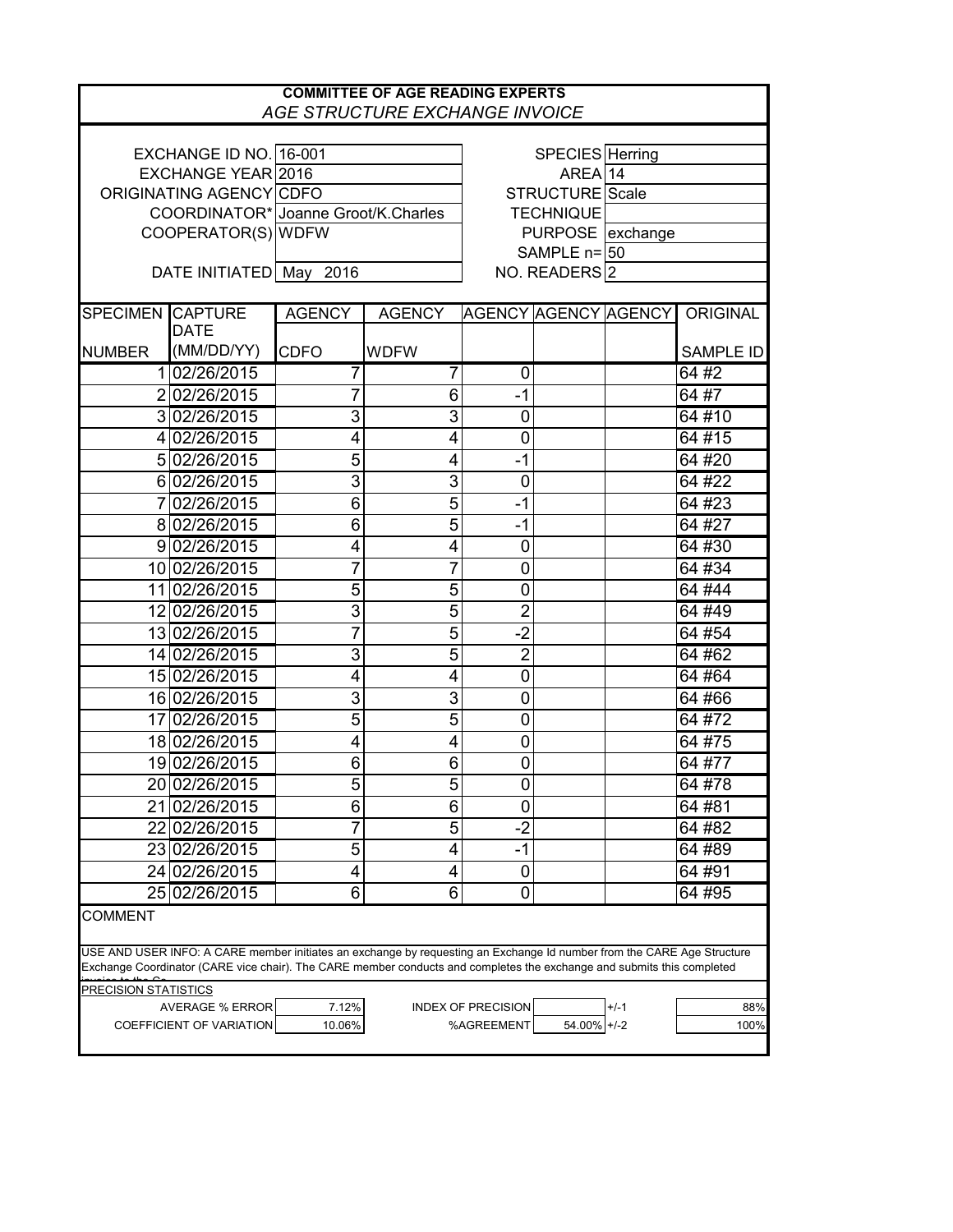# COMMITTEE OF AGE READING EXPERTS

*AGE STRUCTURE EXCHANGE INVOICE*

| | | | |
|---|---|---|---|
| EXCHANGE ID NO. | 16-001 | SPECIES | Herring |
| EXCHANGE YEAR | 2016 | AREA | 14 |
| ORIGINATING AGENCY | CDFO | STRUCTURE | Scale |
| COORDINATOR* | Joanne Groot/K.Charles | TECHNIQUE | |
| COOPERATOR(S) | WDFW | PURPOSE | exchange |
| | | SAMPLE n= | 50 |
| DATE INITIATED | May 2016 | NO. READERS | 2 |

| SPECIMEN NUMBER | CAPTURE DATE (MM/DD/YY) | AGENCY CDFO | AGENCY WDFW | AGENCY | AGENCY | AGENCY | ORIGINAL SAMPLE ID |
|---|---|---|---|---|---|---|---|
| 1 | 02/26/2015 | 7 | 7 | 0 | | | 64 #2 |
| 2 | 02/26/2015 | 7 | 6 | -1 | | | 64 #7 |
| 3 | 02/26/2015 | 3 | 3 | 0 | | | 64 #10 |
| 4 | 02/26/2015 | 4 | 4 | 0 | | | 64 #15 |
| 5 | 02/26/2015 | 5 | 4 | -1 | | | 64 #20 |
| 6 | 02/26/2015 | 3 | 3 | 0 | | | 64 #22 |
| 7 | 02/26/2015 | 6 | 5 | -1 | | | 64 #23 |
| 8 | 02/26/2015 | 6 | 5 | -1 | | | 64 #27 |
| 9 | 02/26/2015 | 4 | 4 | 0 | | | 64 #30 |
| 10 | 02/26/2015 | 7 | 7 | 0 | | | 64 #34 |
| 11 | 02/26/2015 | 5 | 5 | 0 | | | 64 #44 |
| 12 | 02/26/2015 | 3 | 5 | 2 | | | 64 #49 |
| 13 | 02/26/2015 | 7 | 5 | -2 | | | 64 #54 |
| 14 | 02/26/2015 | 3 | 5 | 2 | | | 64 #62 |
| 15 | 02/26/2015 | 4 | 4 | 0 | | | 64 #64 |
| 16 | 02/26/2015 | 3 | 3 | 0 | | | 64 #66 |
| 17 | 02/26/2015 | 5 | 5 | 0 | | | 64 #72 |
| 18 | 02/26/2015 | 4 | 4 | 0 | | | 64 #75 |
| 19 | 02/26/2015 | 6 | 6 | 0 | | | 64 #77 |
| 20 | 02/26/2015 | 5 | 5 | 0 | | | 64 #78 |
| 21 | 02/26/2015 | 6 | 6 | 0 | | | 64 #81 |
| 22 | 02/26/2015 | 7 | 5 | -2 | | | 64 #82 |
| 23 | 02/26/2015 | 5 | 4 | -1 | | | 64 #89 |
| 24 | 02/26/2015 | 4 | 4 | 0 | | | 64 #91 |
| 25 | 02/26/2015 | 6 | 6 | 0 | | | 64 #95 |

COMMENT

USE AND USER INFO: A CARE member initiates an exchange by requesting an Exchange Id number from the CARE Age Structure Exchange Coordinator (CARE vice chair). The CARE member conducts and completes the exchange and submits this completed invoice to the Co...

PRECISION STATISTICS

| | | | | | |
|---|---|---|---|---|---|
| AVERAGE % ERROR | 7.12% | INDEX OF PRECISION | | +/-1 | 88% |
| COEFFICIENT OF VARIATION | 10.06% | %AGREEMENT | 54.00% | +/-2 | 100% |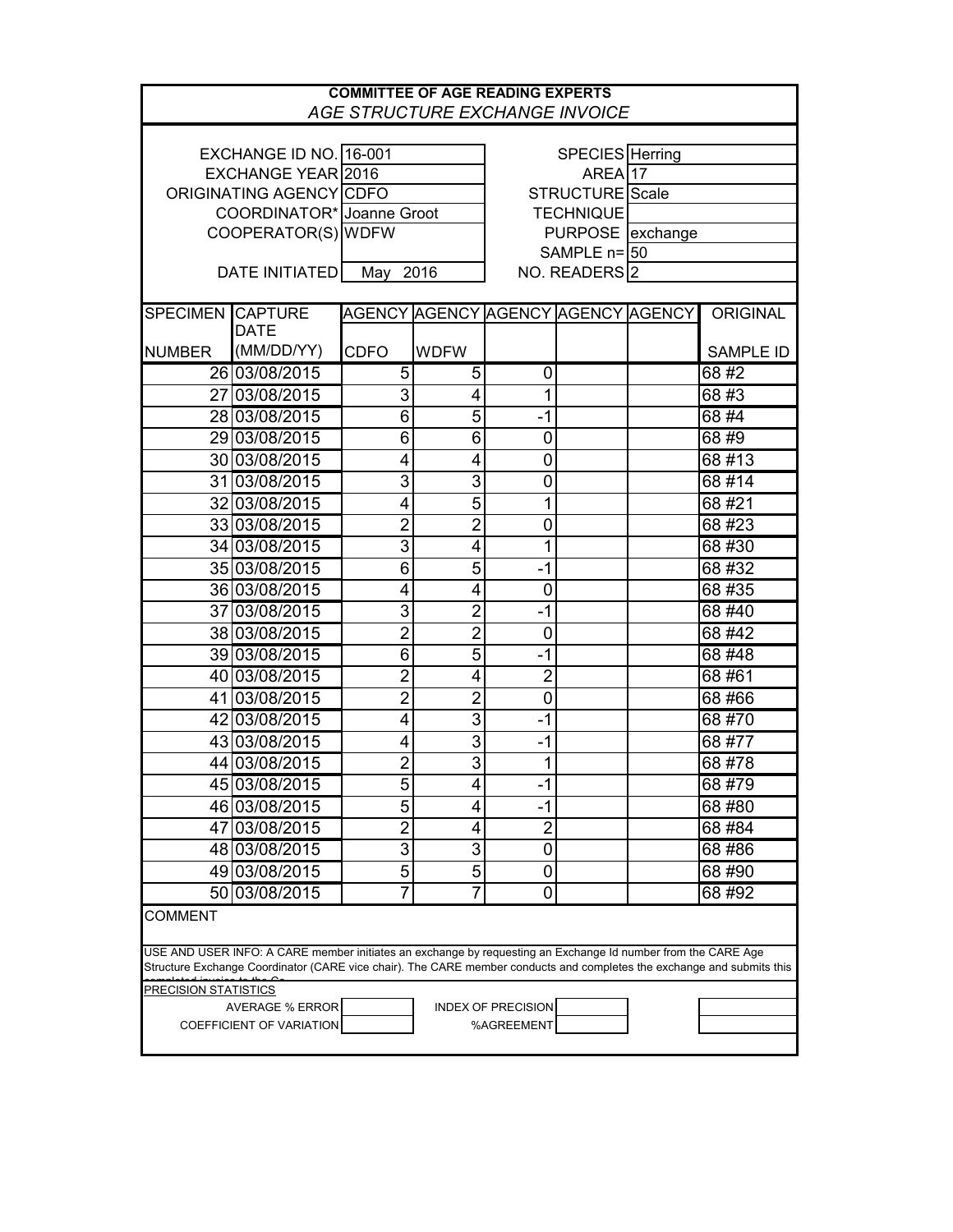**COMMITTEE OF AGE READING EXPERTS**

*AGE STRUCTURE EXCHANGE INVOICE*

| | | | |
|---|---|---|---|
| EXCHANGE ID NO. | 16-001 | SPECIES | Herring |
| EXCHANGE YEAR | 2016 | AREA | 17 |
| ORIGINATING AGENCY | CDFO | STRUCTURE | Scale |
| COORDINATOR* | Joanne Groot | TECHNIQUE | |
| COOPERATOR(S) | WDFW | PURPOSE | exchange |
| | | SAMPLE n= | 50 |
| DATE INITIATED | May 2016 | NO. READERS | 2 |

| SPECIMEN NUMBER | CAPTURE DATE (MM/DD/YY) | AGENCY CDFO | AGENCY WDFW | AGENCY | AGENCY | AGENCY | ORIGINAL SAMPLE ID |
|---|---|---|---|---|---|---|---|
| 26 | 03/08/2015 | 5 | 5 | 0 | | | 68 #2 |
| 27 | 03/08/2015 | 3 | 4 | 1 | | | 68 #3 |
| 28 | 03/08/2015 | 6 | 5 | -1 | | | 68 #4 |
| 29 | 03/08/2015 | 6 | 6 | 0 | | | 68 #9 |
| 30 | 03/08/2015 | 4 | 4 | 0 | | | 68 #13 |
| 31 | 03/08/2015 | 3 | 3 | 0 | | | 68 #14 |
| 32 | 03/08/2015 | 4 | 5 | 1 | | | 68 #21 |
| 33 | 03/08/2015 | 2 | 2 | 0 | | | 68 #23 |
| 34 | 03/08/2015 | 3 | 4 | 1 | | | 68 #30 |
| 35 | 03/08/2015 | 6 | 5 | -1 | | | 68 #32 |
| 36 | 03/08/2015 | 4 | 4 | 0 | | | 68 #35 |
| 37 | 03/08/2015 | 3 | 2 | -1 | | | 68 #40 |
| 38 | 03/08/2015 | 2 | 2 | 0 | | | 68 #42 |
| 39 | 03/08/2015 | 6 | 5 | -1 | | | 68 #48 |
| 40 | 03/08/2015 | 2 | 4 | 2 | | | 68 #61 |
| 41 | 03/08/2015 | 2 | 2 | 0 | | | 68 #66 |
| 42 | 03/08/2015 | 4 | 3 | -1 | | | 68 #70 |
| 43 | 03/08/2015 | 4 | 3 | -1 | | | 68 #77 |
| 44 | 03/08/2015 | 2 | 3 | 1 | | | 68 #78 |
| 45 | 03/08/2015 | 5 | 4 | -1 | | | 68 #79 |
| 46 | 03/08/2015 | 5 | 4 | -1 | | | 68 #80 |
| 47 | 03/08/2015 | 2 | 4 | 2 | | | 68 #84 |
| 48 | 03/08/2015 | 3 | 3 | 0 | | | 68 #86 |
| 49 | 03/08/2015 | 5 | 5 | 0 | | | 68 #90 |
| 50 | 03/08/2015 | 7 | 7 | 0 | | | 68 #92 |

COMMENT

USE AND USER INFO: A CARE member initiates an exchange by requesting an Exchange Id number from the CARE Age Structure Exchange Coordinator (CARE vice chair). The CARE member conducts and completes the exchange and submits this completed invoice to the Co...

PRECISION STATISTICS

| | | | | |
|---|---|---|---|---|
| AVERAGE % ERROR | | INDEX OF PRECISION | | |
| COEFFICIENT OF VARIATION | | %AGREEMENT | | |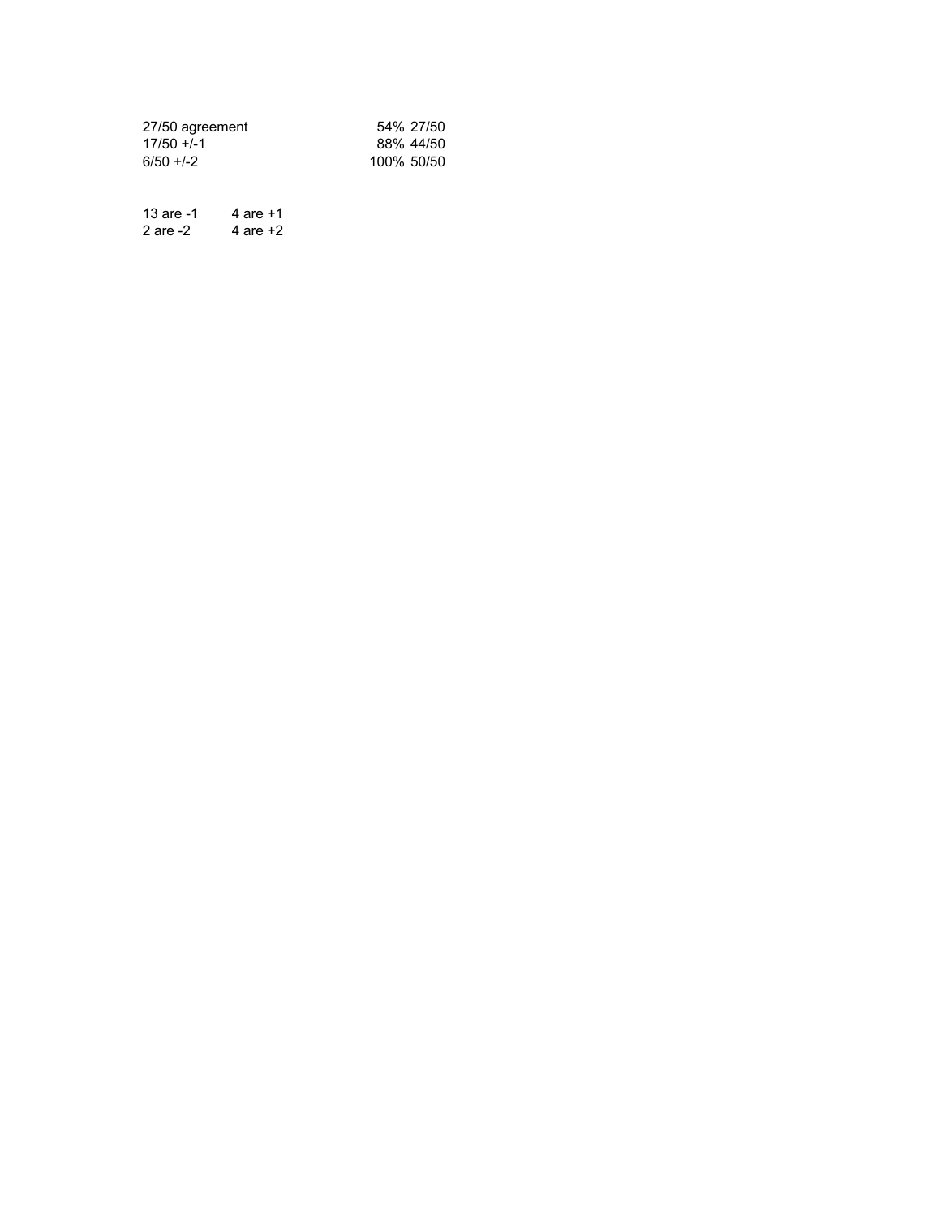| | | |
|---|---|---|
| 27/50 agreement | 54% | 27/50 |
| 17/50 +/-1 | 88% | 44/50 |
| 6/50 +/-2 | 100% | 50/50 |

| | |
|---|---|
| 13 are -1 | 4 are +1 |
| 2 are -2 | 4 are +2 |